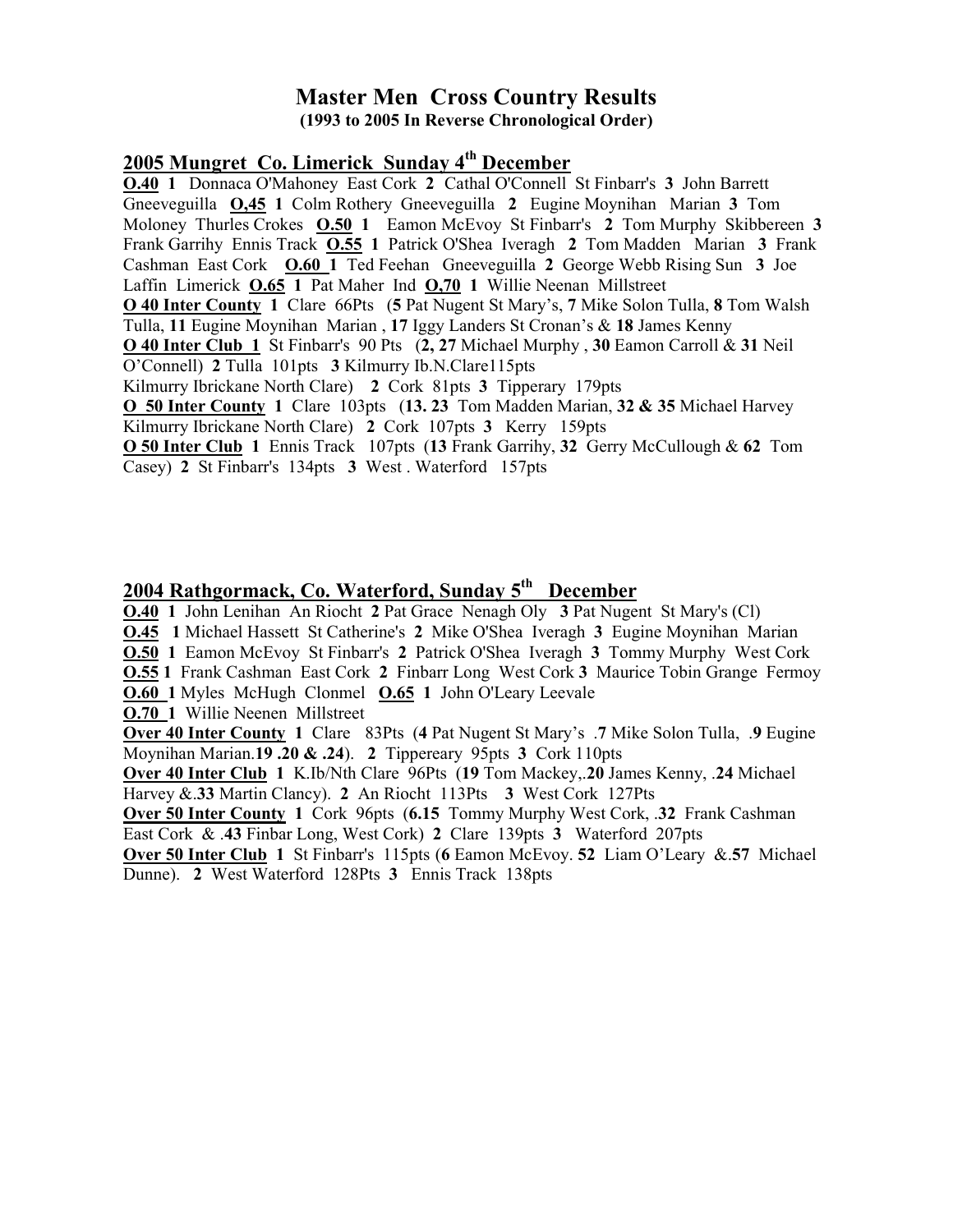# Master Men Cross Country Results

**(1993 to 2005 In Reverse Chronological Order)**

## 2005 Mungret Co. Limerick Sunday 4th December

**O.40** **1** Donnaca O'Mahoney East Cork **2** Cathal O'Connell St Finbarr's **3** John Barrett Gneeveguilla **O,45** **1** Colm Rothery Gneeveguilla **2** Eugine Moynihan Marian **3** Tom Moloney Thurles Crokes **O.50** **1** Eamon McEvoy St Finbarr's **2** Tom Murphy Skibbereen **3** Frank Garrihy Ennis Track **O.55** **1** Patrick O'Shea Iveragh **2** Tom Madden Marian **3** Frank Cashman East Cork **O.60** **1** Ted Feehan Gneeveguilla **2** George Webb Rising Sun **3** Joe Laffin Limerick **O.65** **1** Pat Maher Ind **O,70** **1** Willie Neenan Millstreet

**O 40 Inter County** **1** Clare 66Pts (**5** Pat Nugent St Mary's, **7** Mike Solon Tulla, **8** Tom Walsh Tulla, **11** Eugine Moynihan Marian , **17** Iggy Landers St Cronan's & **18** James Kenny

**O 40 Inter Club** **1** St Finbarr's 90 Pts (**2, 27** Michael Murphy , **30** Eamon Carroll & **31** Neil O'Connell) **2** Tulla 101pts **3** Kilmurry Ib.N.Clare115pts

Kilmurry Ibrickane North Clare) **2** Cork 81pts **3** Tipperary 179pts

**O 50 Inter County** **1** Clare 103pts (**13. 23** Tom Madden Marian, **32 & 35** Michael Harvey Kilmurry Ibrickane North Clare) **2** Cork 107pts **3** Kerry 159pts

**O 50 Inter Club** **1** Ennis Track 107pts (**13** Frank Garrihy, **32** Gerry McCullough & **62** Tom Casey) **2** St Finbarr's 134pts **3** West . Waterford 157pts

## 2004 Rathgormack, Co. Waterford, Sunday 5th December

**O.40** **1** John Lenihan An Riocht **2** Pat Grace Nenagh Oly **3** Pat Nugent St Mary's (Cl)

**O.45** **1** Michael Hassett St Catherine's **2** Mike O'Shea Iveragh **3** Eugine Moynihan Marian

**O.50** **1** Eamon McEvoy St Finbarr's **2** Patrick O'Shea Iveragh **3** Tommy Murphy West Cork

**O.55** **1** Frank Cashman East Cork **2** Finbarr Long West Cork **3** Maurice Tobin Grange Fermoy

**O.60** **1** Myles McHugh Clonmel **O.65** **1** John O'Leary Leevale

**O.70** **1** Willie Neenen Millstreet

**Over 40 Inter County** **1** Clare 83Pts (**4** Pat Nugent St Mary's .**7** Mike Solon Tulla, .**9** Eugine Moynihan Marian.**19 .20 & .24**). **2** Tippereary 95pts **3** Cork 110pts

**Over 40 Inter Club** **1** K.Ib/Nth Clare 96Pts (**19** Tom Mackey,.**20** James Kenny, .**24** Michael Harvey &.**33** Martin Clancy). **2** An Riocht 113Pts **3** West Cork 127Pts

**Over 50 Inter County** **1** Cork 96pts (**6.15** Tommy Murphy West Cork, .**32** Frank Cashman East Cork & .**43** Finbar Long, West Cork) **2** Clare 139pts **3** Waterford 207pts

**Over 50 Inter Club** **1** St Finbarr's 115pts (**6** Eamon McEvoy. **52** Liam O'Leary &.**57** Michael Dunne). **2** West Waterford 128Pts **3** Ennis Track 138pts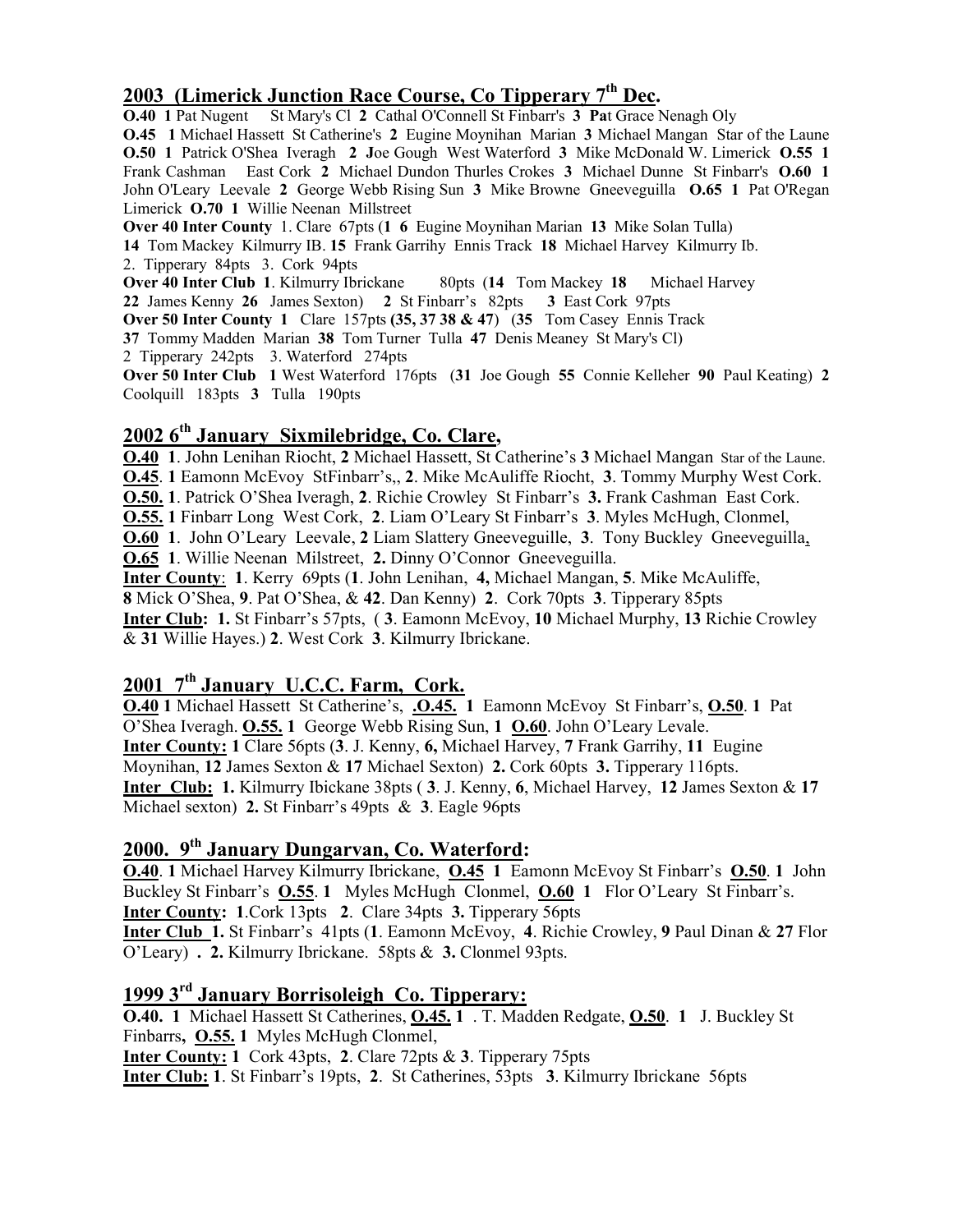## 2003 (Limerick Junction Race Course, Co Tipperary 7th Dec.

**O.40 1** Pat Nugent St Mary's Cl **2** Cathal O'Connell St Finbarr's **3 Pa**t Grace Nenagh Oly
**O.45 1** Michael Hassett St Catherine's **2** Eugine Moynihan Marian **3** Michael Mangan Star of the Laune
**O.50 1** Patrick O'Shea Iveragh **2 J**oe Gough West Waterford **3** Mike McDonald W. Limerick **O.55 1** Frank Cashman East Cork **2** Michael Dundon Thurles Crokes **3** Michael Dunne St Finbarr's **O.60 1** John O'Leary Leevale **2** George Webb Rising Sun **3** Mike Browne Gneeveguilla **O.65 1** Pat O'Regan Limerick **O.70 1** Willie Neenan Millstreet
**Over 40 Inter County** 1. Clare 67pts (**1 6** Eugine Moynihan Marian **13** Mike Solan Tulla)
**14** Tom Mackey Kilmurry IB. **15** Frank Garrihy Ennis Track **18** Michael Harvey Kilmurry Ib.
2. Tipperary 84pts 3. Cork 94pts
**Over 40 Inter Club 1**. Kilmurry Ibrickane 80pts (**14** Tom Mackey **18** Michael Harvey **22** James Kenny **26** James Sexton) **2** St Finbarr's 82pts **3** East Cork 97pts
**Over 50 Inter County 1** Clare 157pts **(35, 37 38 & 47**) (**35** Tom Casey Ennis Track **37** Tommy Madden Marian **38** Tom Turner Tulla **47** Denis Meaney St Mary's Cl)
2 Tipperary 242pts 3. Waterford 274pts
**Over 50 Inter Club 1** West Waterford 176pts (**31** Joe Gough **55** Connie Kelleher **90** Paul Keating) **2** Coolquill 183pts **3** Tulla 190pts

## 2002 6th January Sixmilebridge, Co. Clare,

**O.40 1**. John Lenihan Riocht, **2** Michael Hassett, St Catherine's **3** Michael Mangan Star of the Laune.
**O.45**. **1** Eamonn McEvoy StFinbarr's,, **2**. Mike McAuliffe Riocht, **3**. Tommy Murphy West Cork.
**O.50. 1**. Patrick O'Shea Iveragh, **2**. Richie Crowley St Finbarr's **3.** Frank Cashman East Cork.
**O.55. 1** Finbarr Long West Cork, **2**. Liam O'Leary St Finbarr's **3**. Myles McHugh, Clonmel,
**O.60 1**. John O'Leary Leevale, **2** Liam Slattery Gneeveguille, **3**. Tony Buckley Gneeveguilla,
**O.65 1**. Willie Neenan Milstreet, **2.** Dinny O'Connor Gneeveguilla.
**Inter County**: **1**. Kerry 69pts (**1**. John Lenihan, **4,** Michael Mangan, **5**. Mike McAuliffe, **8** Mick O'Shea, **9**. Pat O'Shea, & **42**. Dan Kenny) **2**. Cork 70pts **3**. Tipperary 85pts
**Inter Club: 1.** St Finbarr's 57pts, ( **3**. Eamonn McEvoy, **10** Michael Murphy, **13** Richie Crowley & **31** Willie Hayes.) **2**. West Cork **3**. Kilmurry Ibrickane.

## 2001 7th January U.C.C. Farm, Cork.

**O.40 1** Michael Hassett St Catherine's, **.O.45. 1** Eamonn McEvoy St Finbarr's, **O.50**. **1** Pat O'Shea Iveragh. **O.55. 1** George Webb Rising Sun, **1 O.60**. John O'Leary Levale.
**Inter County: 1** Clare 56pts (**3**. J. Kenny, **6,** Michael Harvey, **7** Frank Garrihy, **11** Eugine Moynihan, **12** James Sexton & **17** Michael Sexton) **2.** Cork 60pts **3.** Tipperary 116pts.
**Inter Club: 1.** Kilmurry Ibickane 38pts ( **3**. J. Kenny, **6**, Michael Harvey, **12** James Sexton & **17** Michael sexton) **2.** St Finbarr's 49pts & **3**. Eagle 96pts

## 2000. 9th January Dungarvan, Co. Waterford:

**O.40**. **1** Michael Harvey Kilmurry Ibrickane, **O.45 1** Eamonn McEvoy St Finbarr's **O.50**. **1** John Buckley St Finbarr's **O.55**. **1** Myles McHugh Clonmel, **O.60 1** Flor O'Leary St Finbarr's.
**Inter County: 1**.Cork 13pts **2**. Clare 34pts **3.** Tipperary 56pts
**Inter Club 1.** St Finbarr's 41pts (**1**. Eamonn McEvoy, **4**. Richie Crowley, **9** Paul Dinan & **27** Flor O'Leary) **. 2.** Kilmurry Ibrickane. 58pts & **3.** Clonmel 93pts.

## 1999 3rd January Borrisoleigh Co. Tipperary:

**O.40. 1** Michael Hassett St Catherines, **O.45. 1** . T. Madden Redgate, **O.50**. **1** J. Buckley St Finbarrs**, O.55. 1** Myles McHugh Clonmel,
**Inter County: 1** Cork 43pts, **2**. Clare 72pts & **3**. Tipperary 75pts
**Inter Club: 1**. St Finbarr's 19pts, **2**. St Catherines, 53pts **3**. Kilmurry Ibrickane 56pts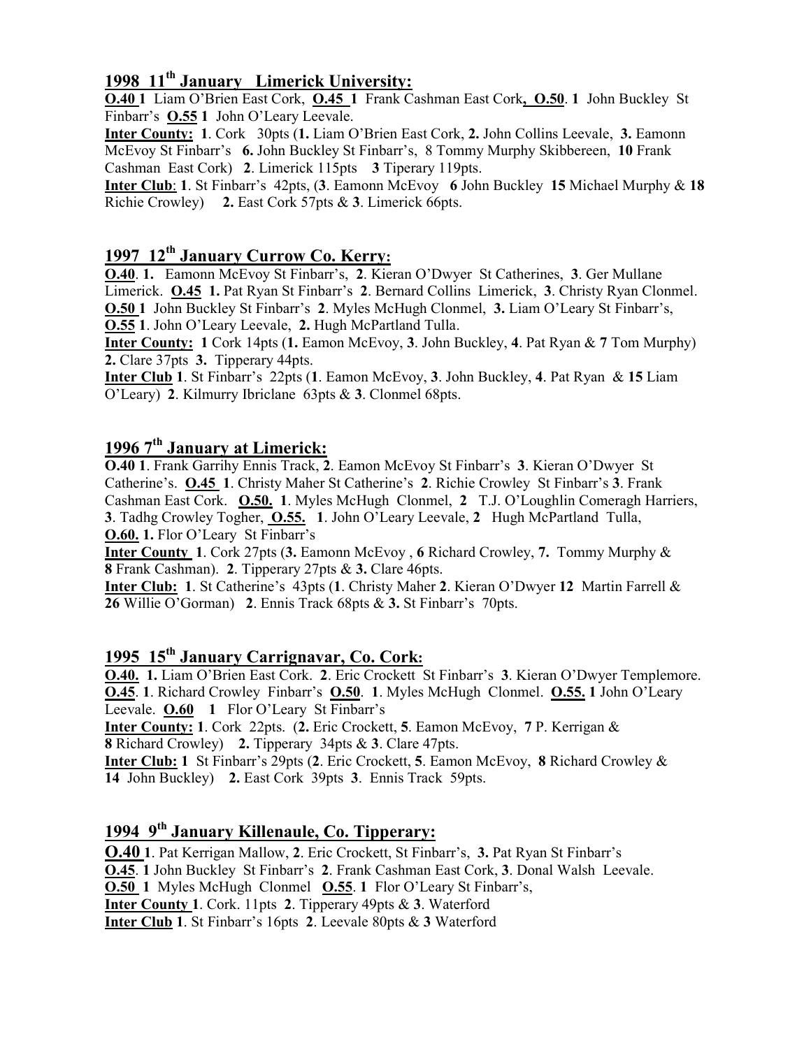## 1998 11th January Limerick University:

**O.40 1** Liam O'Brien East Cork, **O.45 1** Frank Cashman East Cork**, O.50**. **1** John Buckley St Finbarr's **O.55 1** John O'Leary Leevale.

**Inter County: 1**. Cork 30pts (**1.** Liam O'Brien East Cork, **2.** John Collins Leevale, **3.** Eamonn McEvoy St Finbarr's **6.** John Buckley St Finbarr's, 8 Tommy Murphy Skibbereen, **10** Frank Cashman East Cork) **2**. Limerick 115pts **3** Tiperary 119pts.

**Inter Club**: **1**. St Finbarr's 42pts, (**3**. Eamonn McEvoy **6** John Buckley **15** Michael Murphy & **18** Richie Crowley) **2.** East Cork 57pts & **3**. Limerick 66pts.

## 1997 12th January Currow Co. Kerry:

**O.40**. **1.** Eamonn McEvoy St Finbarr's, **2**. Kieran O'Dwyer St Catherines, **3**. Ger Mullane Limerick. **O.45 1.** Pat Ryan St Finbarr's **2**. Bernard Collins Limerick, **3**. Christy Ryan Clonmel. **O.50 1** John Buckley St Finbarr's **2**. Myles McHugh Clonmel, **3.** Liam O'Leary St Finbarr's, **O.55 1**. John O'Leary Leevale, **2.** Hugh McPartland Tulla.

**Inter County: 1** Cork 14pts (**1.** Eamon McEvoy, **3**. John Buckley, **4**. Pat Ryan & **7** Tom Murphy) **2.** Clare 37pts **3.** Tipperary 44pts.

**Inter Club 1**. St Finbarr's 22pts (**1**. Eamon McEvoy, **3**. John Buckley, **4**. Pat Ryan & **15** Liam O'Leary) **2**. Kilmurry Ibriclane 63pts & **3**. Clonmel 68pts.

## 1996 7th January at Limerick:

**O.40 1**. Frank Garrihy Ennis Track, **2**. Eamon McEvoy St Finbarr's **3**. Kieran O'Dwyer St Catherine's. **O.45 1**. Christy Maher St Catherine's **2**. Richie Crowley St Finbarr's **3**. Frank Cashman East Cork. **O.50. 1**. Myles McHugh Clonmel, **2** T.J. O'Loughlin Comeragh Harriers, **3**. Tadhg Crowley Togher, **O.55. 1**. John O'Leary Leevale, **2** Hugh McPartland Tulla, **O.60. 1.** Flor O'Leary St Finbarr's

**Inter County 1**. Cork 27pts (**3.** Eamonn McEvoy , **6** Richard Crowley, **7.** Tommy Murphy & **8** Frank Cashman). **2**. Tipperary 27pts & **3.** Clare 46pts.

**Inter Club: 1**. St Catherine's 43pts (**1**. Christy Maher **2**. Kieran O'Dwyer **12** Martin Farrell & **26** Willie O'Gorman) **2**. Ennis Track 68pts & **3.** St Finbarr's 70pts.

## 1995 15th January Carrignavar, Co. Cork:

**O.40. 1.** Liam O'Brien East Cork. **2**. Eric Crockett St Finbarr's **3**. Kieran O'Dwyer Templemore. **O.45**. **1**. Richard Crowley Finbarr's **O.50**. **1**. Myles McHugh Clonmel. **O.55. 1** John O'Leary Leevale. **O.60 1** Flor O'Leary St Finbarr's

**Inter County: 1**. Cork 22pts. (**2.** Eric Crockett, **5**. Eamon McEvoy, **7** P. Kerrigan & **8** Richard Crowley) **2.** Tipperary 34pts & **3**. Clare 47pts.

**Inter Club: 1** St Finbarr's 29pts (**2**. Eric Crockett, **5**. Eamon McEvoy, **8** Richard Crowley & **14** John Buckley) **2.** East Cork 39pts **3**. Ennis Track 59pts.

## 1994 9th January Killenaule, Co. Tipperary:

**O.40 1**. Pat Kerrigan Mallow, **2**. Eric Crockett, St Finbarr's, **3.** Pat Ryan St Finbarr's
**O.45**. **1** John Buckley St Finbarr's **2**. Frank Cashman East Cork, **3**. Donal Walsh Leevale.
**O.50 1** Myles McHugh Clonmel **O.55**. **1** Flor O'Leary St Finbarr's,
**Inter County 1**. Cork. 11pts **2**. Tipperary 49pts & **3**. Waterford
**Inter Club 1**. St Finbarr's 16pts **2**. Leevale 80pts & **3** Waterford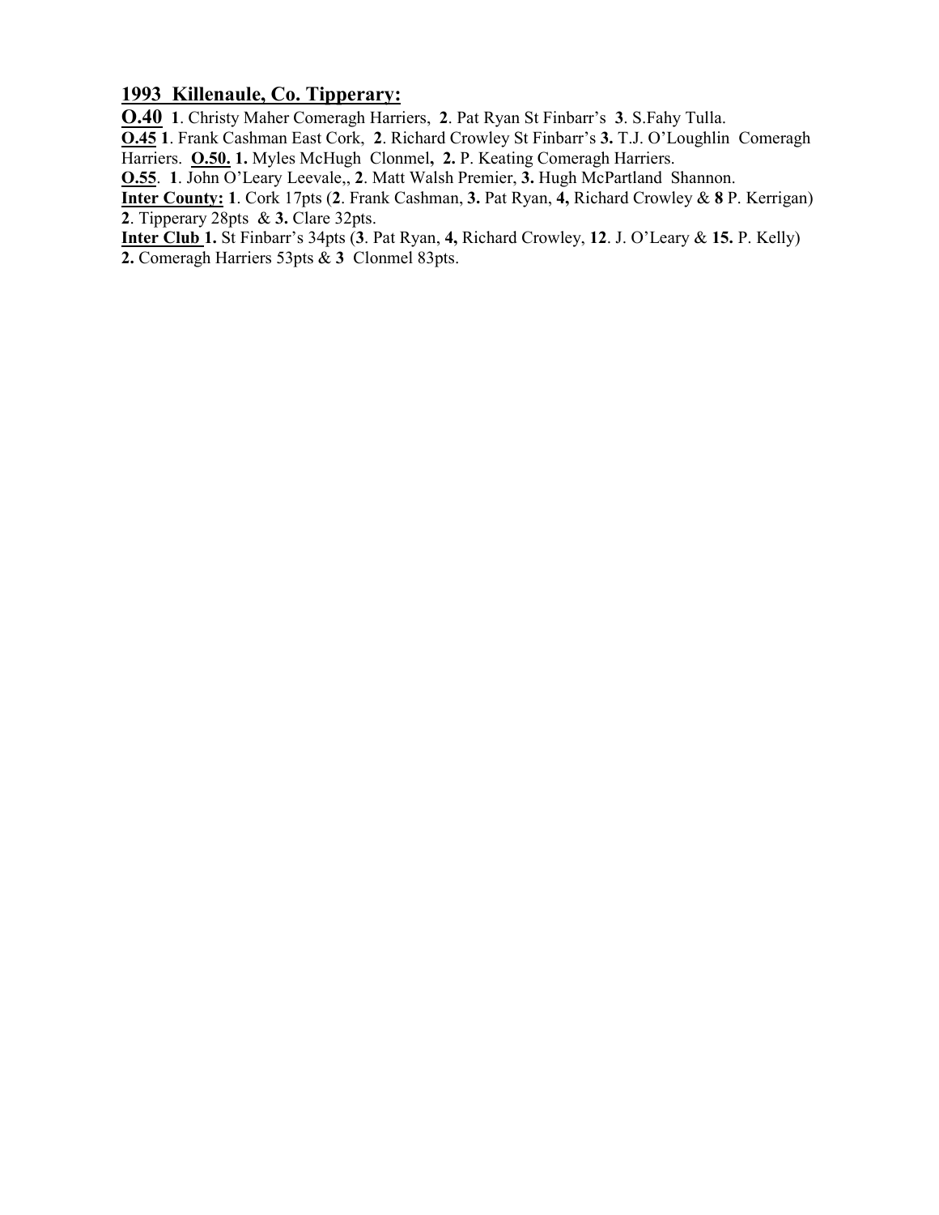## 1993 Killenaule, Co. Tipperary:

**O.40** **1**. Christy Maher Comeragh Harriers, **2**. Pat Ryan St Finbarr's **3**. S.Fahy Tulla.
**O.45** **1**. Frank Cashman East Cork, **2**. Richard Crowley St Finbarr's **3.** T.J. O'Loughlin Comeragh Harriers. **O.50.** **1.** Myles McHugh Clonmel**,** **2.** P. Keating Comeragh Harriers.
**O.55**. **1**. John O'Leary Leevale,, **2**. Matt Walsh Premier, **3.** Hugh McPartland Shannon.
**Inter County:** **1**. Cork 17pts (**2**. Frank Cashman, **3.** Pat Ryan, **4,** Richard Crowley & **8** P. Kerrigan) **2**. Tipperary 28pts & **3.** Clare 32pts.
**Inter Club** **1.** St Finbarr's 34pts (**3**. Pat Ryan, **4,** Richard Crowley, **12**. J. O'Leary & **15.** P. Kelly) **2.** Comeragh Harriers 53pts & **3** Clonmel 83pts.